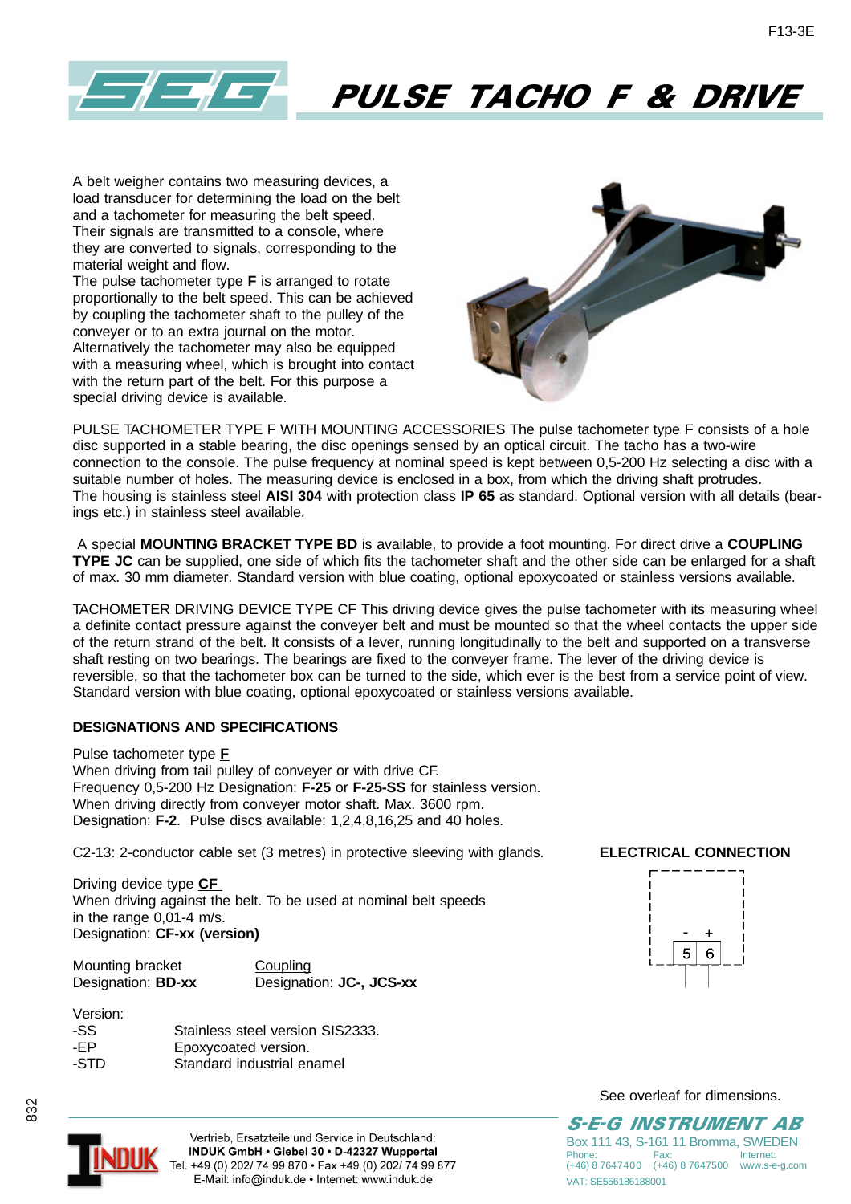# PULSE TACHO F & DRIVE

A belt weigher contains two measuring devices, a load transducer for determining the load on the belt and a tachometer for measuring the belt speed. Their signals are transmitted to a console, where they are converted to signals, corresponding to the material weight and flow.
The pulse tachometer type **F** is arranged to rotate proportionally to the belt speed. This can be achieved by coupling the tachometer shaft to the pulley of the conveyer or to an extra journal on the motor. Alternatively the tachometer may also be equipped with a measuring wheel, which is brought into contact with the return part of the belt. For this purpose a special driving device is available.

PULSE TACHOMETER TYPE F WITH MOUNTING ACCESSORIES The pulse tachometer type F consists of a hole disc supported in a stable bearing, the disc openings sensed by an optical circuit. The tacho has a two-wire connection to the console. The pulse frequency at nominal speed is kept between 0,5-200 Hz selecting a disc with a suitable number of holes. The measuring device is enclosed in a box, from which the driving shaft protrudes. The housing is stainless steel **AISI 304** with protection class **IP 65** as standard. Optional version with all details (bearings etc.) in stainless steel available.

A special **MOUNTING BRACKET TYPE BD** is available, to provide a foot mounting. For direct drive a **COUPLING TYPE JC** can be supplied, one side of which fits the tachometer shaft and the other side can be enlarged for a shaft of max. 30 mm diameter. Standard version with blue coating, optional epoxycoated or stainless versions available.

TACHOMETER DRIVING DEVICE TYPE CF This driving device gives the pulse tachometer with its measuring wheel a definite contact pressure against the conveyer belt and must be mounted so that the wheel contacts the upper side of the return strand of the belt. It consists of a lever, running longitudinally to the belt and supported on a transverse shaft resting on two bearings. The bearings are fixed to the conveyer frame. The lever of the driving device is reversible, so that the tachometer box can be turned to the side, which ever is the best from a service point of view. Standard version with blue coating, optional epoxycoated or stainless versions available.

### DESIGNATIONS AND SPECIFICATIONS

Pulse tachometer type **F**
When driving from tail pulley of conveyer or with drive CF.
Frequency 0,5-200 Hz Designation: **F-25** or **F-25-SS** for stainless version.
When driving directly from conveyer motor shaft. Max. 3600 rpm.
Designation: **F-2**. Pulse discs available: 1,2,4,8,16,25 and 40 holes.

C2-13: 2-conductor cable set (3 metres) in protective sleeving with glands.

Driving device type **CF**
When driving against the belt. To be used at nominal belt speeds in the range 0,01-4 m/s.
Designation: **CF-xx (version)**

Mounting bracket
Designation: **BD-xx**

Coupling
Designation: **JC-, JCS-xx**

Version:

| | |
|---|---|
| -SS | Stainless steel version SIS2333. |
| -EP | Epoxycoated version. |
| -STD | Standard industrial enamel |

### ELECTRICAL CONNECTION

| - | + |
|---|---|
| 5 | 6 |

See overleaf for dimensions.

**S-E-G INSTRUMENT AB**
Box 111 43, S-161 11 Bromma, SWEDEN
Phone: (+46) 8 7647400 Fax: (+46) 8 7647500 Internet: www.s-e-g.com
VAT: SE556186188001

Vertrieb, Ersatzteile und Service in Deutschland:
**INDUK GmbH • Giebel 30 • D-42327 Wuppertal**
Tel. +49 (0) 202/ 74 99 870 • Fax +49 (0) 202/ 74 99 877
E-Mail: info@induk.de • Internet: www.induk.de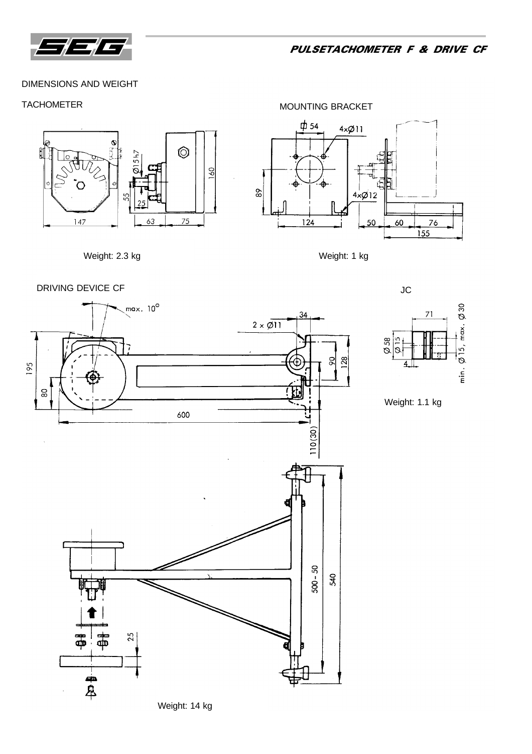# PULSETACHOMETER F & DRIVE CF

## DIMENSIONS AND WEIGHT

### TACHOMETER

Ø15h7

55

25

147

63

75

160

Weight: 2.3 kg

### MOUNTING BRACKET

□ 54

4xØ11

89

4xØ12

124

50

60

76

155

Weight: 1 kg

### DRIVING DEVICE CF

max. 10°

34

2 x Ø11

195

80

90

128

600

110(30)

500 - 50

540

25

Weight: 14 kg

### JC

71

Ø 58

Ø 15

4

min. Ø 15, max. Ø 30

Weight: 1.1 kg